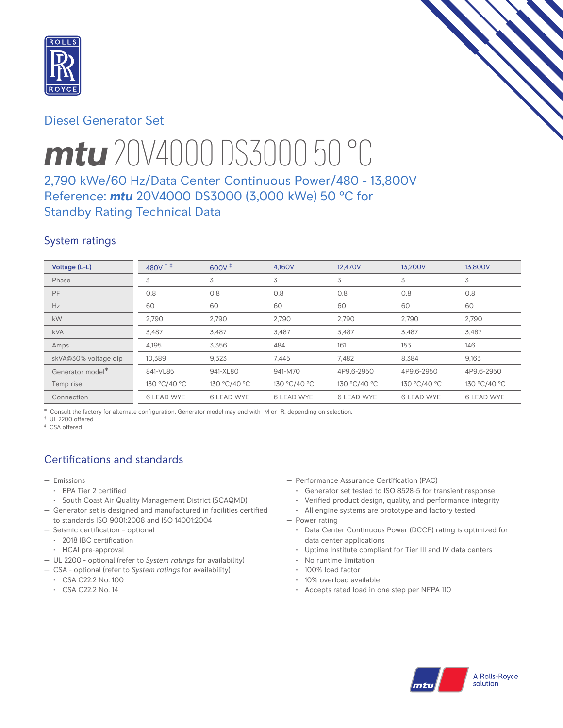## Diesel Generator Set

# **mtu** 20V4000 DS3000 50 °C

### 2,790 kWe/60 Hz/Data Center Continuous Power/480 - 13,800V
### Reference: ***mtu*** 20V4000 DS3000 (3,000 kWe) 50 °C for Standby Rating Technical Data

## System ratings

| Voltage (L-L) | 480V † ‡ | 600V ‡ | 4,160V | 12,470V | 13,200V | 13,800V |
|---|---|---|---|---|---|---|
| Phase | 3 | 3 | 3 | 3 | 3 | 3 |
| PF | 0.8 | 0.8 | 0.8 | 0.8 | 0.8 | 0.8 |
| Hz | 60 | 60 | 60 | 60 | 60 | 60 |
| kW | 2,790 | 2,790 | 2,790 | 2,790 | 2,790 | 2,790 |
| kVA | 3,487 | 3,487 | 3,487 | 3,487 | 3,487 | 3,487 |
| Amps | 4,195 | 3,356 | 484 | 161 | 153 | 146 |
| skVA@30% voltage dip | 10,389 | 9,323 | 7,445 | 7,482 | 8,384 | 9,163 |
| Generator model* | 841-VL85 | 941-XL80 | 941-M70 | 4P9.6-2950 | 4P9.6-2950 | 4P9.6-2950 |
| Temp rise | 130 °C/40 °C | 130 °C/40 °C | 130 °C/40 °C | 130 °C/40 °C | 130 °C/40 °C | 130 °C/40 °C |
| Connection | 6 LEAD WYE | 6 LEAD WYE | 6 LEAD WYE | 6 LEAD WYE | 6 LEAD WYE | 6 LEAD WYE |

\* Consult the factory for alternate configuration. Generator model may end with -M or -R, depending on selection.
† UL 2200 offered
‡ CSA offered

## Certifications and standards

- Emissions
  - EPA Tier 2 certified
  - South Coast Air Quality Management District (SCAQMD)
- Generator set is designed and manufactured in facilities certified to standards ISO 9001:2008 and ISO 14001:2004
- Seismic certification – optional
  - 2018 IBC certification
  - HCAI pre-approval
- UL 2200 - optional (refer to *System ratings* for availability)
- CSA - optional (refer to *System ratings* for availability)
  - CSA C22.2 No. 100
  - CSA C22.2 No. 14
- Performance Assurance Certification (PAC)
  - Generator set tested to ISO 8528-5 for transient response
  - Verified product design, quality, and performance integrity
  - All engine systems are prototype and factory tested
- Power rating
  - Data Center Continuous Power (DCCP) rating is optimized for data center applications
  - Uptime Institute compliant for Tier III and IV data centers
  - No runtime limitation
  - 100% load factor
  - 10% overload available
  - Accepts rated load in one step per NFPA 110

A Rolls-Royce solution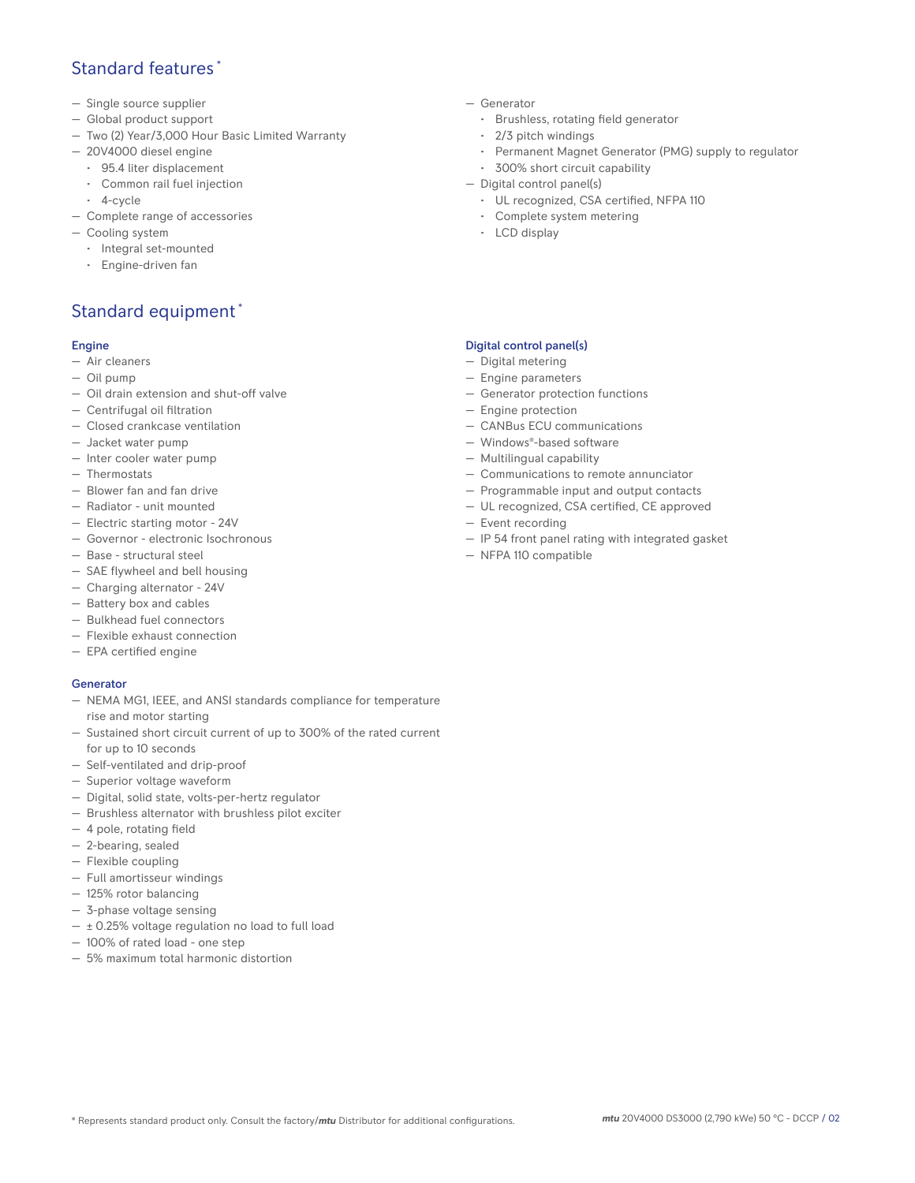## Standard features *

- Single source supplier
- Global product support
- Two (2) Year/3,000 Hour Basic Limited Warranty
- 20V4000 diesel engine
  - 95.4 liter displacement
  - Common rail fuel injection
  - 4-cycle
- Complete range of accessories
- Cooling system
  - Integral set-mounted
  - Engine-driven fan
- Generator
  - Brushless, rotating field generator
  - 2/3 pitch windings
  - Permanent Magnet Generator (PMG) supply to regulator
  - 300% short circuit capability
- Digital control panel(s)
  - UL recognized, CSA certified, NFPA 110
  - Complete system metering
  - LCD display

## Standard equipment *

### Engine

- Air cleaners
- Oil pump
- Oil drain extension and shut-off valve
- Centrifugal oil filtration
- Closed crankcase ventilation
- Jacket water pump
- Inter cooler water pump
- Thermostats
- Blower fan and fan drive
- Radiator - unit mounted
- Electric starting motor - 24V
- Governor - electronic Isochronous
- Base - structural steel
- SAE flywheel and bell housing
- Charging alternator - 24V
- Battery box and cables
- Bulkhead fuel connectors
- Flexible exhaust connection
- EPA certified engine

### Generator

- NEMA MG1, IEEE, and ANSI standards compliance for temperature rise and motor starting
- Sustained short circuit current of up to 300% of the rated current for up to 10 seconds
- Self-ventilated and drip-proof
- Superior voltage waveform
- Digital, solid state, volts-per-hertz regulator
- Brushless alternator with brushless pilot exciter
- 4 pole, rotating field
- 2-bearing, sealed
- Flexible coupling
- Full amortisseur windings
- 125% rotor balancing
- 3-phase voltage sensing
- ± 0.25% voltage regulation no load to full load
- 100% of rated load - one step
- 5% maximum total harmonic distortion

### Digital control panel(s)

- Digital metering
- Engine parameters
- Generator protection functions
- Engine protection
- CANBus ECU communications
- Windows®-based software
- Multilingual capability
- Communications to remote annunciator
- Programmable input and output contacts
- UL recognized, CSA certified, CE approved
- Event recording
- IP 54 front panel rating with integrated gasket
- NFPA 110 compatible

* Represents standard product only. Consult the factory/*mtu* Distributor for additional configurations.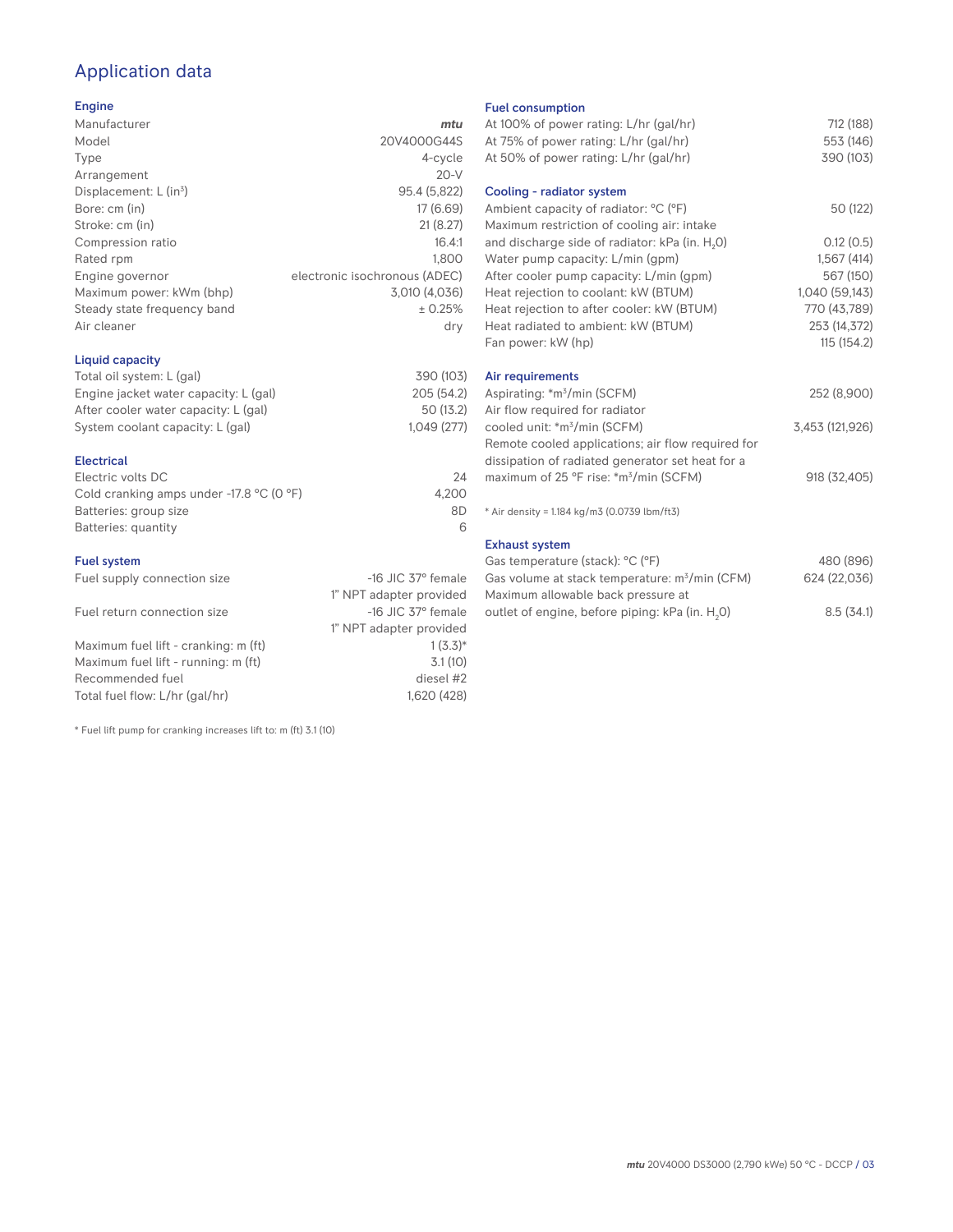# Application data

## Engine

| | |
|---|---|
| Manufacturer | *mtu* |
| Model | 20V4000G44S |
| Type | 4-cycle |
| Arrangement | 20-V |
| Displacement: L ($in^3$) | 95.4 (5,822) |
| Bore: cm (in) | 17 (6.69) |
| Stroke: cm (in) | 21 (8.27) |
| Compression ratio | 16.4:1 |
| Rated rpm | 1,800 |
| Engine governor | electronic isochronous (ADEC) |
| Maximum power: kWm (bhp) | 3,010 (4,036) |
| Steady state frequency band | ± 0.25% |
| Air cleaner | dry |

## Liquid capacity

| | |
|---|---|
| Total oil system: L (gal) | 390 (103) |
| Engine jacket water capacity: L (gal) | 205 (54.2) |
| After cooler water capacity: L (gal) | 50 (13.2) |
| System coolant capacity: L (gal) | 1,049 (277) |

## Electrical

| | |
|---|---|
| Electric volts DC | 24 |
| Cold cranking amps under -17.8 °C (0 °F) | 4,200 |
| Batteries: group size | 8D |
| Batteries: quantity | 6 |

## Fuel system

| | |
|---|---|
| Fuel supply connection size | -16 JIC 37° female<br>1" NPT adapter provided |
| Fuel return connection size | -16 JIC 37° female<br>1" NPT adapter provided |
| Maximum fuel lift - cranking: m (ft) | 1 (3.3)* |
| Maximum fuel lift - running: m (ft) | 3.1 (10) |
| Recommended fuel | diesel #2 |
| Total fuel flow: L/hr (gal/hr) | 1,620 (428) |

* Fuel lift pump for cranking increases lift to: m (ft) 3.1 (10)

## Fuel consumption

| | |
|---|---|
| At 100% of power rating: L/hr (gal/hr) | 712 (188) |
| At 75% of power rating: L/hr (gal/hr) | 553 (146) |
| At 50% of power rating: L/hr (gal/hr) | 390 (103) |

## Cooling - radiator system

| | |
|---|---|
| Ambient capacity of radiator: °C (°F) | 50 (122) |
| Maximum restriction of cooling air: intake and discharge side of radiator: kPa (in. $H_2O$) | 0.12 (0.5) |
| Water pump capacity: L/min (gpm) | 1,567 (414) |
| After cooler pump capacity: L/min (gpm) | 567 (150) |
| Heat rejection to coolant: kW (BTUM) | 1,040 (59,143) |
| Heat rejection to after cooler: kW (BTUM) | 770 (43,789) |
| Heat radiated to ambient: kW (BTUM) | 253 (14,372) |
| Fan power: kW (hp) | 115 (154.2) |

## Air requirements

| | |
|---|---|
| Aspirating: *$m^3$/min (SCFM) | 252 (8,900) |
| Air flow required for radiator cooled unit: *$m^3$/min (SCFM) | 3,453 (121,926) |
| Remote cooled applications; air flow required for dissipation of radiated generator set heat for a maximum of 25 °F rise: *$m^3$/min (SCFM) | 918 (32,405) |

* Air density = 1.184 kg/m3 (0.0739 lbm/ft3)

## Exhaust system

| | |
|---|---|
| Gas temperature (stack): °C (°F) | 480 (896) |
| Gas volume at stack temperature: $m^3$/min (CFM) | 624 (22,036) |
| Maximum allowable back pressure at outlet of engine, before piping: kPa (in. $H_2O$) | 8.5 (34.1) |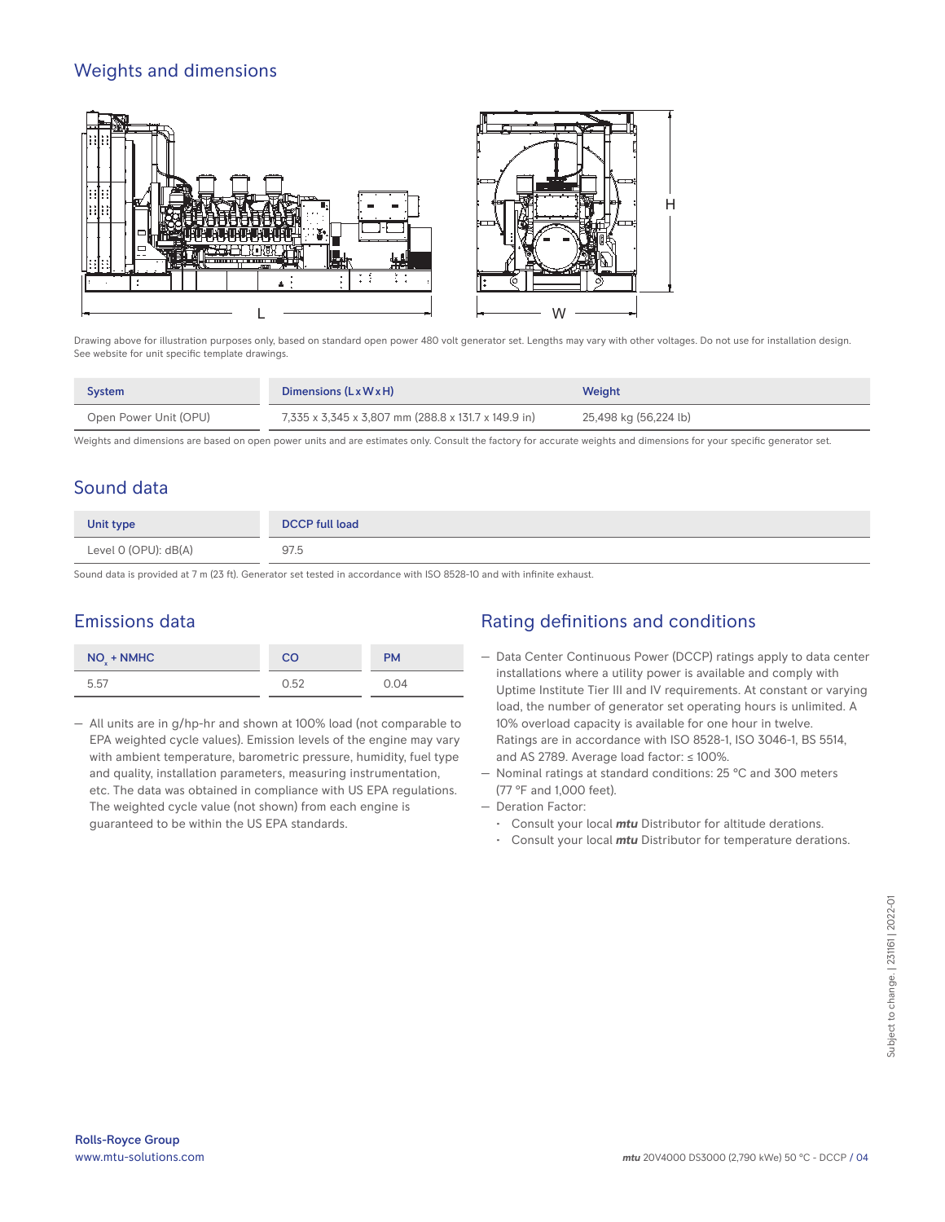## Weights and dimensions

L

W

H

Drawing above for illustration purposes only, based on standard open power 480 volt generator set. Lengths may vary with other voltages. Do not use for installation design. See website for unit specific template drawings.

| System | Dimensions (L x W x H) | Weight |
|---|---|---|
| Open Power Unit (OPU) | 7,335 x 3,345 x 3,807 mm (288.8 x 131.7 x 149.9 in) | 25,498 kg (56,224 lb) |

Weights and dimensions are based on open power units and are estimates only. Consult the factory for accurate weights and dimensions for your specific generator set.

## Sound data

| Unit type | DCCP full load |
|---|---|
| Level 0 (OPU): dB(A) | 97.5 |

Sound data is provided at 7 m (23 ft). Generator set tested in accordance with ISO 8528-10 and with infinite exhaust.

## Emissions data

| $NO_x$ + NMHC | CO | PM |
|---|---|---|
| 5.57 | 0.52 | 0.04 |

— All units are in g/hp-hr and shown at 100% load (not comparable to EPA weighted cycle values). Emission levels of the engine may vary with ambient temperature, barometric pressure, humidity, fuel type and quality, installation parameters, measuring instrumentation, etc. The data was obtained in compliance with US EPA regulations. The weighted cycle value (not shown) from each engine is guaranteed to be within the US EPA standards.

## Rating definitions and conditions

— Data Center Continuous Power (DCCP) ratings apply to data center installations where a utility power is available and comply with Uptime Institute Tier III and IV requirements. At constant or varying load, the number of generator set operating hours is unlimited. A 10% overload capacity is available for one hour in twelve. Ratings are in accordance with ISO 8528-1, ISO 3046-1, BS 5514, and AS 2789. Average load factor: ≤ 100%.

— Nominal ratings at standard conditions: 25 °C and 300 meters (77 °F and 1,000 feet).

— Deration Factor:

- Consult your local ***mtu*** Distributor for altitude derations.
- Consult your local ***mtu*** Distributor for temperature derations.

Subject to change. | 231161 | 2022-01

**Rolls-Royce Group**
www.mtu-solutions.com